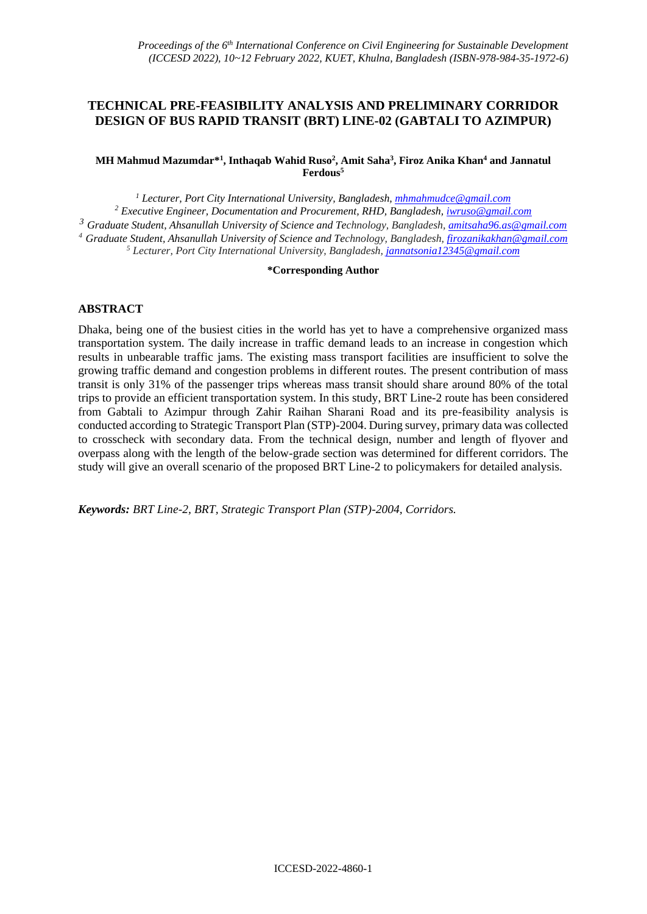# TECHNICAL PRE-FEASIBILITY ANALYSIS AND PRELIMINARY CORRIDOR DESIGN OF BUS RAPID TRANSIT (BRT) LINE-02 (GABTALI TO AZIMPUR)

**MH Mahmud Mazumdar*[1], Inthaqab Wahid Ruso[2], Amit Saha[3], Firoz Anika Khan[4] and Jannatul Ferdous[5]**

[1] *Lecturer, Port City International University, Bangladesh, mhmahmudce@gmail.com*

[2] *Executive Engineer, Documentation and Procurement, RHD, Bangladesh, iwruso@gmail.com*

[3] *Graduate Student, Ahsanullah University of Science and Technology, Bangladesh, amitsaha96.as@gmail.com*

[4] *Graduate Student, Ahsanullah University of Science and Technology, Bangladesh, firozanikakhan@gmail.com*

[5] *Lecturer, Port City International University, Bangladesh, jannatsonia12345@gmail.com*

**\*Corresponding Author**

## ABSTRACT

Dhaka, being one of the busiest cities in the world has yet to have a comprehensive organized mass transportation system. The daily increase in traffic demand leads to an increase in congestion which results in unbearable traffic jams. The existing mass transport facilities are insufficient to solve the growing traffic demand and congestion problems in different routes. The present contribution of mass transit is only 31% of the passenger trips whereas mass transit should share around 80% of the total trips to provide an efficient transportation system. In this study, BRT Line-2 route has been considered from Gabtali to Azimpur through Zahir Raihan Sharani Road and its pre-feasibility analysis is conducted according to Strategic Transport Plan (STP)-2004. During survey, primary data was collected to crosscheck with secondary data. From the technical design, number and length of flyover and overpass along with the length of the below-grade section was determined for different corridors. The study will give an overall scenario of the proposed BRT Line-2 to policymakers for detailed analysis.

***Keywords:*** *BRT Line-2, BRT, Strategic Transport Plan (STP)-2004, Corridors.*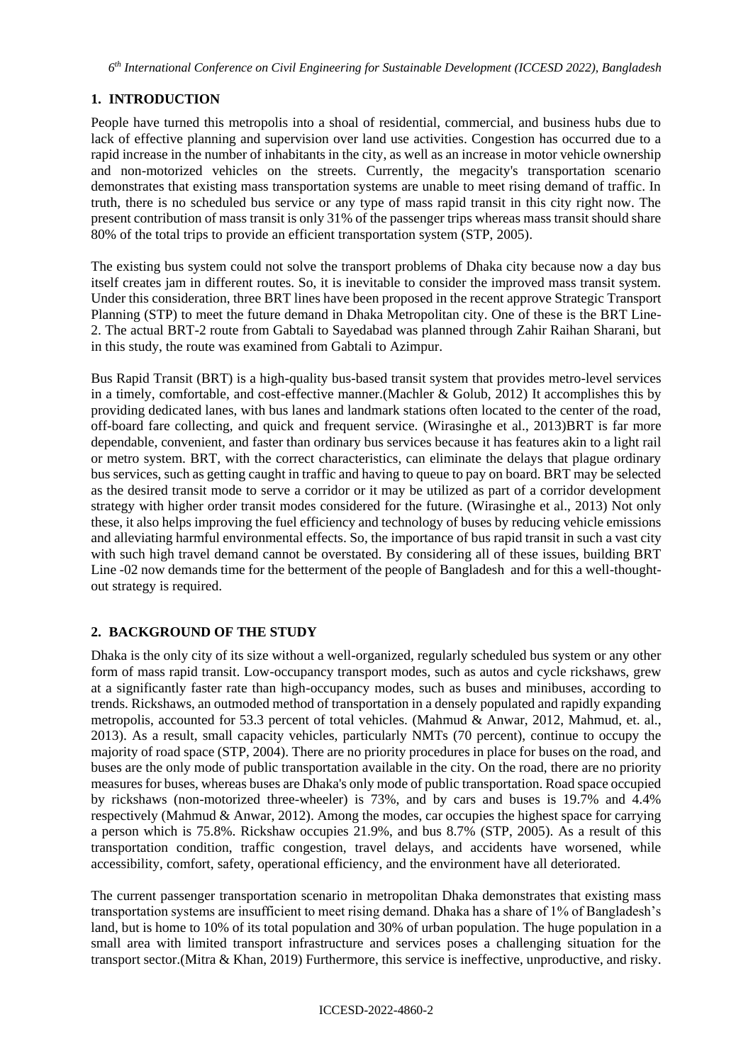## 1. INTRODUCTION

People have turned this metropolis into a shoal of residential, commercial, and business hubs due to lack of effective planning and supervision over land use activities. Congestion has occurred due to a rapid increase in the number of inhabitants in the city, as well as an increase in motor vehicle ownership and non-motorized vehicles on the streets. Currently, the megacity's transportation scenario demonstrates that existing mass transportation systems are unable to meet rising demand of traffic. In truth, there is no scheduled bus service or any type of mass rapid transit in this city right now. The present contribution of mass transit is only 31% of the passenger trips whereas mass transit should share 80% of the total trips to provide an efficient transportation system (STP, 2005).

The existing bus system could not solve the transport problems of Dhaka city because now a day bus itself creates jam in different routes. So, it is inevitable to consider the improved mass transit system. Under this consideration, three BRT lines have been proposed in the recent approve Strategic Transport Planning (STP) to meet the future demand in Dhaka Metropolitan city. One of these is the BRT Line-2. The actual BRT-2 route from Gabtali to Sayedabad was planned through Zahir Raihan Sharani, but in this study, the route was examined from Gabtali to Azimpur.

Bus Rapid Transit (BRT) is a high-quality bus-based transit system that provides metro-level services in a timely, comfortable, and cost-effective manner.(Machler & Golub, 2012) It accomplishes this by providing dedicated lanes, with bus lanes and landmark stations often located to the center of the road, off-board fare collecting, and quick and frequent service. (Wirasinghe et al., 2013)BRT is far more dependable, convenient, and faster than ordinary bus services because it has features akin to a light rail or metro system. BRT, with the correct characteristics, can eliminate the delays that plague ordinary bus services, such as getting caught in traffic and having to queue to pay on board. BRT may be selected as the desired transit mode to serve a corridor or it may be utilized as part of a corridor development strategy with higher order transit modes considered for the future. (Wirasinghe et al., 2013) Not only these, it also helps improving the fuel efficiency and technology of buses by reducing vehicle emissions and alleviating harmful environmental effects. So, the importance of bus rapid transit in such a vast city with such high travel demand cannot be overstated. By considering all of these issues, building BRT Line -02 now demands time for the betterment of the people of Bangladesh and for this a well-thought-out strategy is required.

## 2. BACKGROUND OF THE STUDY

Dhaka is the only city of its size without a well-organized, regularly scheduled bus system or any other form of mass rapid transit. Low-occupancy transport modes, such as autos and cycle rickshaws, grew at a significantly faster rate than high-occupancy modes, such as buses and minibuses, according to trends. Rickshaws, an outmoded method of transportation in a densely populated and rapidly expanding metropolis, accounted for 53.3 percent of total vehicles. (Mahmud & Anwar, 2012, Mahmud, et. al., 2013). As a result, small capacity vehicles, particularly NMTs (70 percent), continue to occupy the majority of road space (STP, 2004). There are no priority procedures in place for buses on the road, and buses are the only mode of public transportation available in the city. On the road, there are no priority measures for buses, whereas buses are Dhaka's only mode of public transportation. Road space occupied by rickshaws (non-motorized three-wheeler) is 73%, and by cars and buses is 19.7% and 4.4% respectively (Mahmud & Anwar, 2012). Among the modes, car occupies the highest space for carrying a person which is 75.8%. Rickshaw occupies 21.9%, and bus 8.7% (STP, 2005). As a result of this transportation condition, traffic congestion, travel delays, and accidents have worsened, while accessibility, comfort, safety, operational efficiency, and the environment have all deteriorated.

The current passenger transportation scenario in metropolitan Dhaka demonstrates that existing mass transportation systems are insufficient to meet rising demand. Dhaka has a share of 1% of Bangladesh's land, but is home to 10% of its total population and 30% of urban population. The huge population in a small area with limited transport infrastructure and services poses a challenging situation for the transport sector.(Mitra & Khan, 2019) Furthermore, this service is ineffective, unproductive, and risky.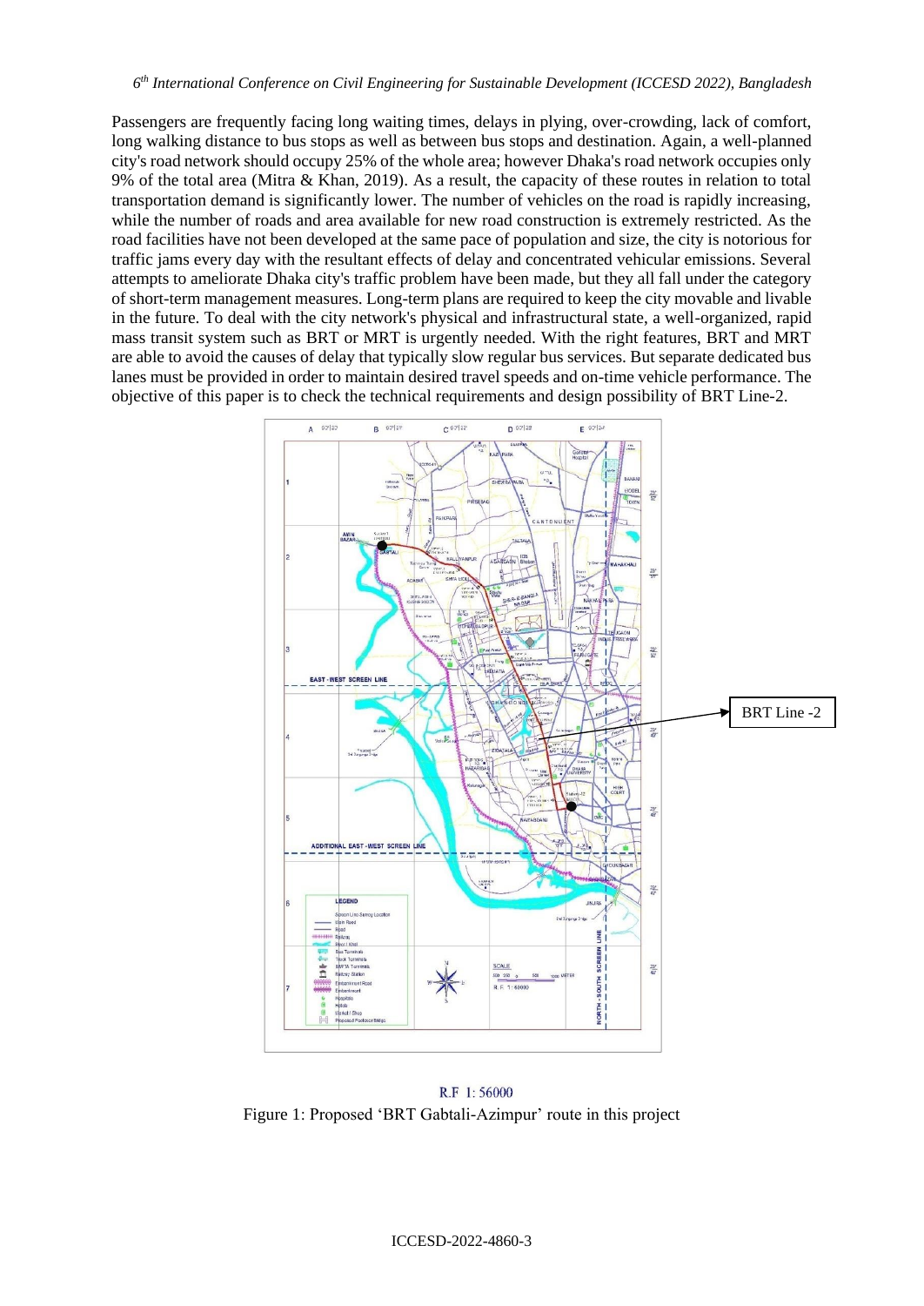Passengers are frequently facing long waiting times, delays in plying, over-crowding, lack of comfort, long walking distance to bus stops as well as between bus stops and destination. Again, a well-planned city's road network should occupy 25% of the whole area; however Dhaka's road network occupies only 9% of the total area (Mitra & Khan, 2019). As a result, the capacity of these routes in relation to total transportation demand is significantly lower. The number of vehicles on the road is rapidly increasing, while the number of roads and area available for new road construction is extremely restricted. As the road facilities have not been developed at the same pace of population and size, the city is notorious for traffic jams every day with the resultant effects of delay and concentrated vehicular emissions. Several attempts to ameliorate Dhaka city's traffic problem have been made, but they all fall under the category of short-term management measures. Long-term plans are required to keep the city movable and livable in the future. To deal with the city network's physical and infrastructural state, a well-organized, rapid mass transit system such as BRT or MRT is urgently needed. With the right features, BRT and MRT are able to avoid the causes of delay that typically slow regular bus services. But separate dedicated bus lanes must be provided in order to maintain desired travel speeds and on-time vehicle performance. The objective of this paper is to check the technical requirements and design possibility of BRT Line-2.

BRT Line -2

R.F 1: 56000

Figure 1: Proposed 'BRT Gabtali-Azimpur' route in this project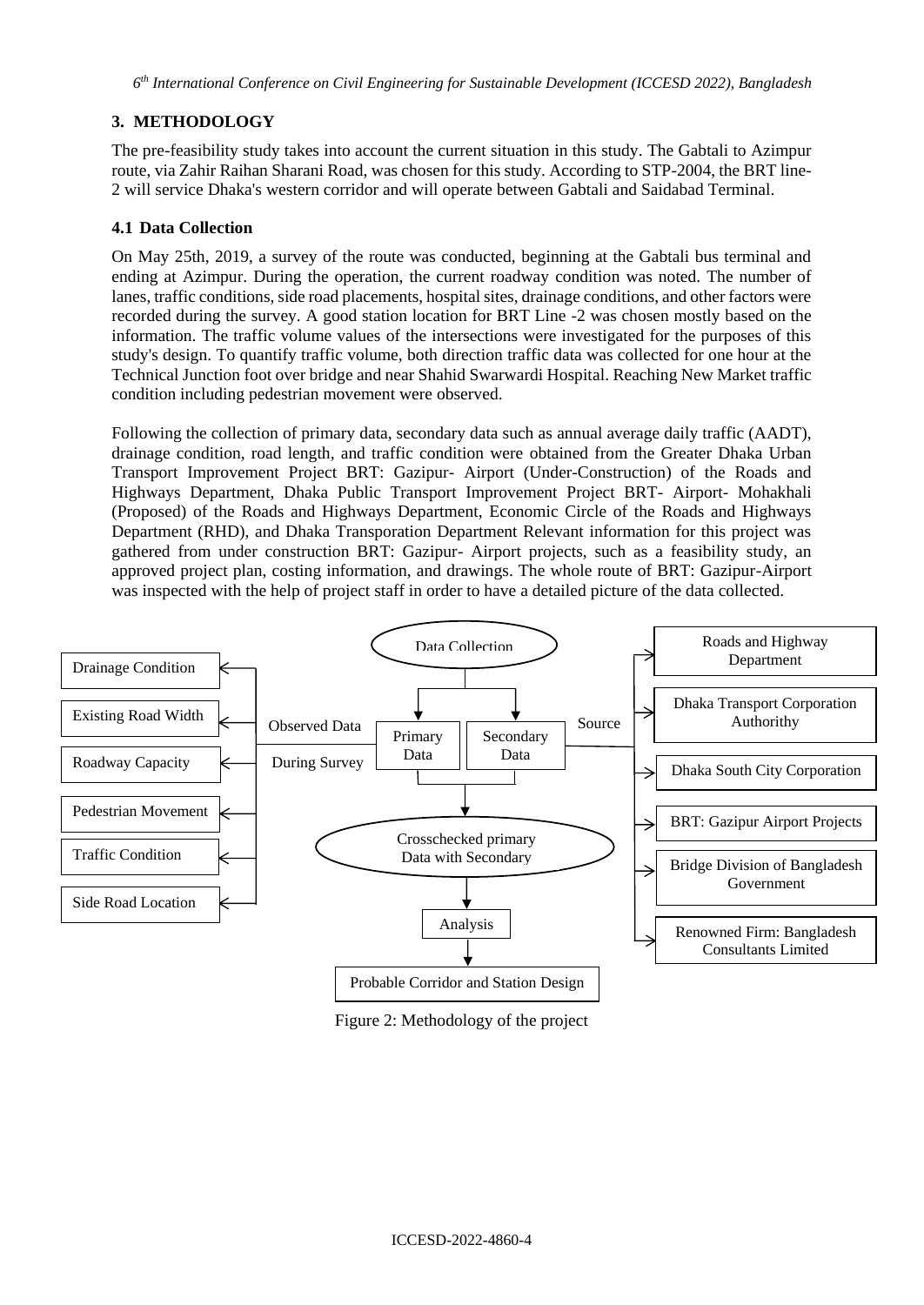## 3. METHODOLOGY

The pre-feasibility study takes into account the current situation in this study. The Gabtali to Azimpur route, via Zahir Raihan Sharani Road, was chosen for this study. According to STP-2004, the BRT line-2 will service Dhaka's western corridor and will operate between Gabtali and Saidabad Terminal.

### 4.1 Data Collection

On May 25th, 2019, a survey of the route was conducted, beginning at the Gabtali bus terminal and ending at Azimpur. During the operation, the current roadway condition was noted. The number of lanes, traffic conditions, side road placements, hospital sites, drainage conditions, and other factors were recorded during the survey. A good station location for BRT Line -2 was chosen mostly based on the information. The traffic volume values of the intersections were investigated for the purposes of this study's design. To quantify traffic volume, both direction traffic data was collected for one hour at the Technical Junction foot over bridge and near Shahid Swarwardi Hospital. Reaching New Market traffic condition including pedestrian movement were observed.

Following the collection of primary data, secondary data such as annual average daily traffic (AADT), drainage condition, road length, and traffic condition were obtained from the Greater Dhaka Urban Transport Improvement Project BRT: Gazipur- Airport (Under-Construction) of the Roads and Highways Department, Dhaka Public Transport Improvement Project BRT- Airport- Mohakhali (Proposed) of the Roads and Highways Department, Economic Circle of the Roads and Highways Department (RHD), and Dhaka Transporation Department Relevant information for this project was gathered from under construction BRT: Gazipur- Airport projects, such as a feasibility study, an approved project plan, costing information, and drawings. The whole route of BRT: Gazipur-Airport was inspected with the help of project staff in order to have a detailed picture of the data collected.

Data Collection

Primary Data | Secondary Data

Observed Data During Survey: Drainage Condition; Existing Road Width; Roadway Capacity; Pedestrian Movement; Traffic Condition; Side Road Location

Source: Roads and Highway Department; Dhaka Transport Corporation Authorithy; Dhaka South City Corporation; BRT: Gazipur Airport Projects; Bridge Division of Bangladesh Government; Renowned Firm: Bangladesh Consultants Limited

Crosschecked primary Data with Secondary

Analysis

Probable Corridor and Station Design

Figure 2: Methodology of the project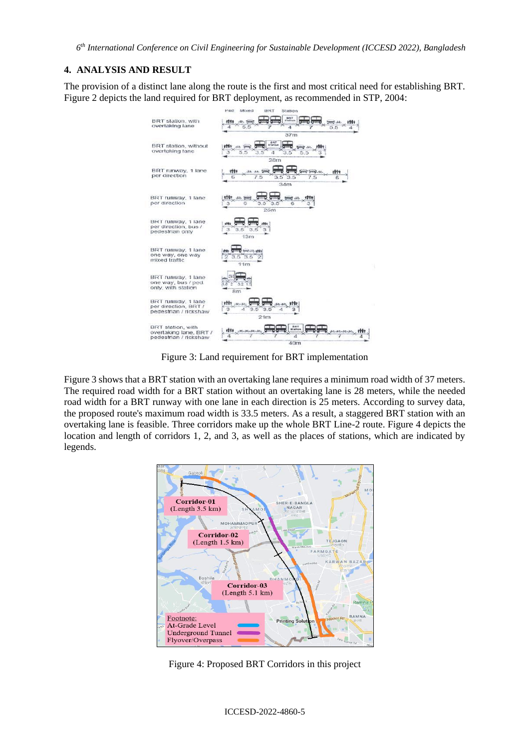## 4. ANALYSIS AND RESULT

The provision of a distinct lane along the route is the first and most critical need for establishing BRT. Figure 2 depicts the land required for BRT deployment, as recommended in STP, 2004:

Figure 3: Land requirement for BRT implementation

Figure 3 shows that a BRT station with an overtaking lane requires a minimum road width of 37 meters. The required road width for a BRT station without an overtaking lane is 28 meters, while the needed road width for a BRT runway with one lane in each direction is 25 meters. According to survey data, the proposed route's maximum road width is 33.5 meters. As a result, a staggered BRT station with an overtaking lane is feasible. Three corridors make up the whole BRT Line-2 route. Figure 4 depicts the location and length of corridors 1, 2, and 3, as well as the places of stations, which are indicated by legends.

Figure 4: Proposed BRT Corridors in this project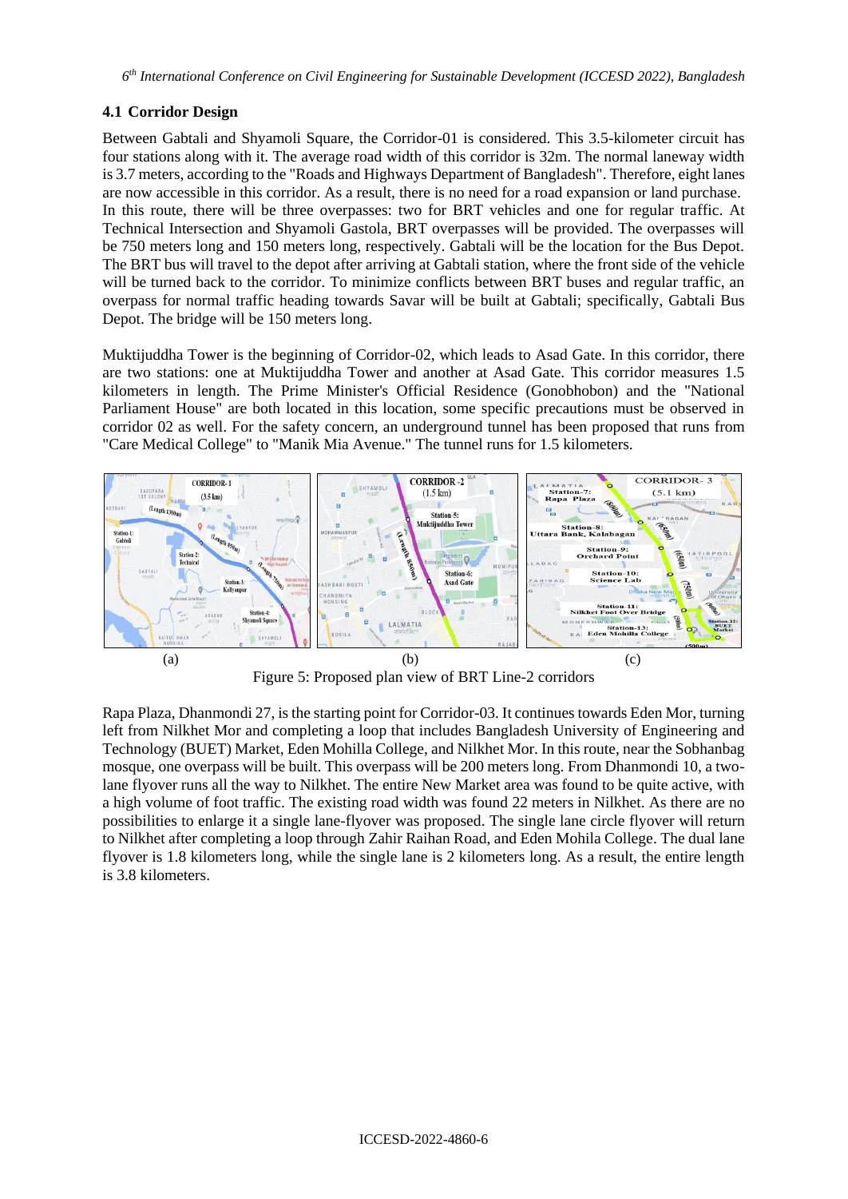### 4.1 Corridor Design

Between Gabtali and Shyamoli Square, the Corridor-01 is considered. This 3.5-kilometer circuit has four stations along with it. The average road width of this corridor is 32m. The normal laneway width is 3.7 meters, according to the "Roads and Highways Department of Bangladesh". Therefore, eight lanes are now accessible in this corridor. As a result, there is no need for a road expansion or land purchase. In this route, there will be three overpasses: two for BRT vehicles and one for regular traffic. At Technical Intersection and Shyamoli Gastola, BRT overpasses will be provided. The overpasses will be 750 meters long and 150 meters long, respectively. Gabtali will be the location for the Bus Depot. The BRT bus will travel to the depot after arriving at Gabtali station, where the front side of the vehicle will be turned back to the corridor. To minimize conflicts between BRT buses and regular traffic, an overpass for normal traffic heading towards Savar will be built at Gabtali; specifically, Gabtali Bus Depot. The bridge will be 150 meters long.

Muktijuddha Tower is the beginning of Corridor-02, which leads to Asad Gate. In this corridor, there are two stations: one at Muktijuddha Tower and another at Asad Gate. This corridor measures 1.5 kilometers in length. The Prime Minister's Official Residence (Gonobhobon) and the "National Parliament House" are both located in this location, some specific precautions must be observed in corridor 02 as well. For the safety concern, an underground tunnel has been proposed that runs from "Care Medical College" to "Manik Mia Avenue." The tunnel runs for 1.5 kilometers.

(a) (b) (c)

Figure 5: Proposed plan view of BRT Line-2 corridors

Rapa Plaza, Dhanmondi 27, is the starting point for Corridor-03. It continues towards Eden Mor, turning left from Nilkhet Mor and completing a loop that includes Bangladesh University of Engineering and Technology (BUET) Market, Eden Mohilla College, and Nilkhet Mor. In this route, near the Sobhanbag mosque, one overpass will be built. This overpass will be 200 meters long. From Dhanmondi 10, a two-lane flyover runs all the way to Nilkhet. The entire New Market area was found to be quite active, with a high volume of foot traffic. The existing road width was found 22 meters in Nilkhet. As there are no possibilities to enlarge it a single lane-flyover was proposed. The single lane circle flyover will return to Nilkhet after completing a loop through Zahir Raihan Road, and Eden Mohila College. The dual lane flyover is 1.8 kilometers long, while the single lane is 2 kilometers long. As a result, the entire length is 3.8 kilometers.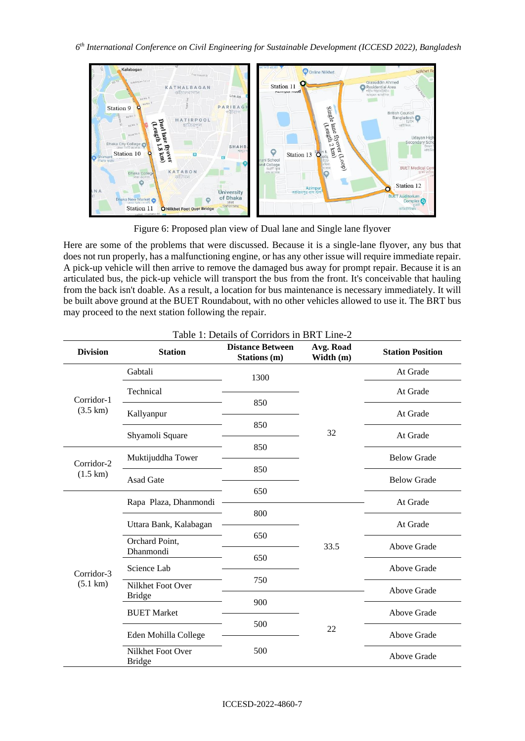Figure 6: Proposed plan view of Dual lane and Single lane flyover

Here are some of the problems that were discussed. Because it is a single-lane flyover, any bus that does not run properly, has a malfunctioning engine, or has any other issue will require immediate repair. A pick-up vehicle will then arrive to remove the damaged bus away for prompt repair. Because it is an articulated bus, the pick-up vehicle will transport the bus from the front. It's conceivable that hauling from the back isn't doable. As a result, a location for bus maintenance is necessary immediately. It will be built above ground at the BUET Roundabout, with no other vehicles allowed to use it. The BRT bus may proceed to the next station following the repair.

Table 1: Details of Corridors in BRT Line-2

| Division | Station | Distance Between Stations (m) | Avg. Road Width (m) | Station Position |
|---|---|---|---|---|
| Corridor-1 (3.5 km) | Gabtali | | 32 | At Grade |
| | | 1300 | | |
| | Technical | | | At Grade |
| | | 850 | | |
| | Kallyanpur | | | At Grade |
| | | 850 | | |
| | Shyamoli Square | | | At Grade |
| | | 850 | | |
| Corridor-2 (1.5 km) | Muktijuddha Tower | | | Below Grade |
| | | 850 | | |
| | Asad Gate | | | Below Grade |
| | | 650 | | |
| Corridor-3 (5.1 km) | Rapa Plaza, Dhanmondi | | 33.5 | At Grade |
| | | 800 | | |
| | Uttara Bank, Kalabagan | | | At Grade |
| | | 650 | | |
| | Orchard Point, Dhanmondi | | | Above Grade |
| | | 650 | | |
| | Science Lab | | | Above Grade |
| | | 750 | | |
| | Nilkhet Foot Over Bridge | | 22 | Above Grade |
| | | 900 | | |
| | BUET Market | | | Above Grade |
| | | 500 | | |
| | Eden Mohilla College | | | Above Grade |
| | | 500 | | |
| | Nilkhet Foot Over Bridge | | | Above Grade |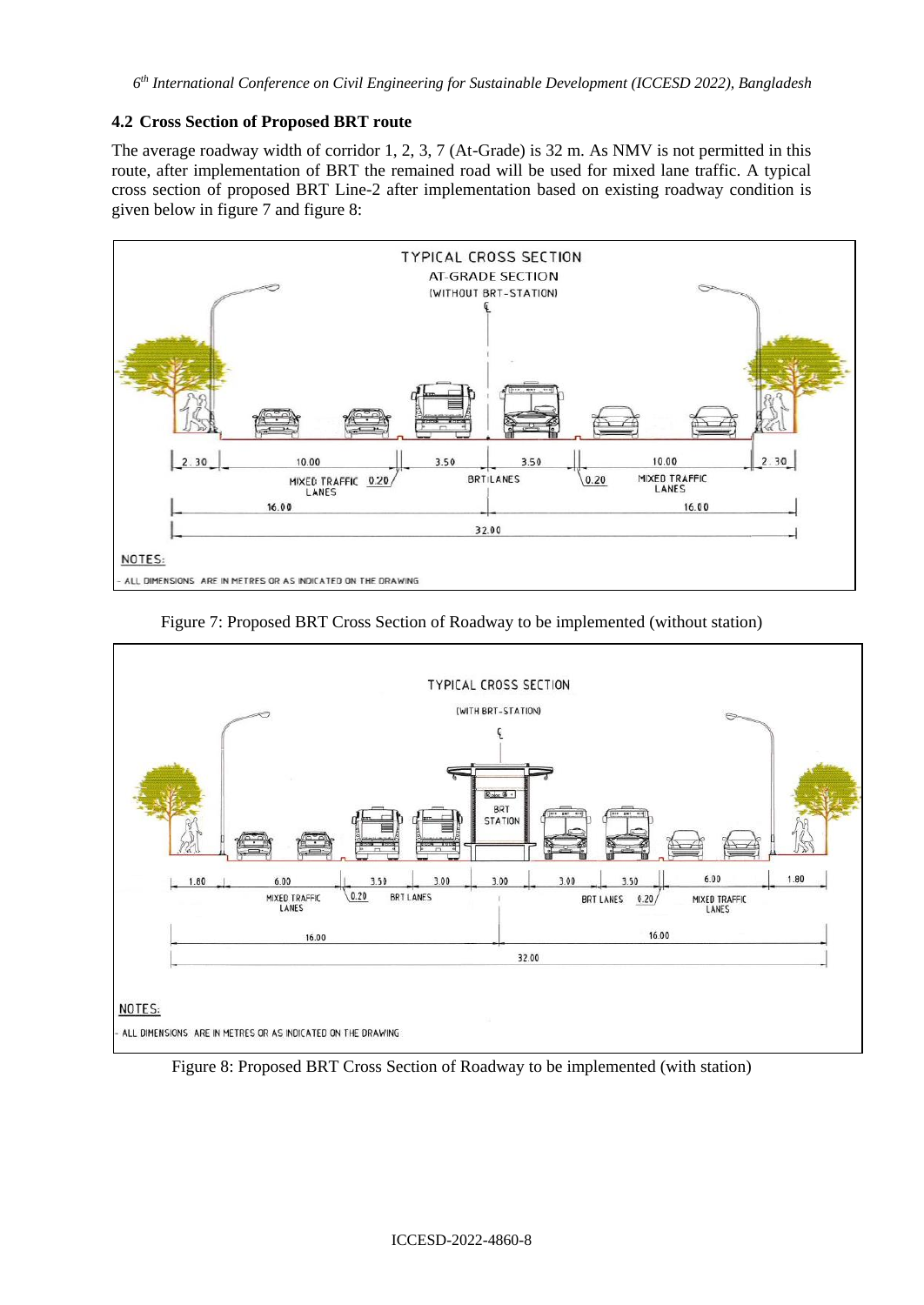### 4.2 Cross Section of Proposed BRT route

The average roadway width of corridor 1, 2, 3, 7 (At-Grade) is 32 m. As NMV is not permitted in this route, after implementation of BRT the remained road will be used for mixed lane traffic. A typical cross section of proposed BRT Line-2 after implementation based on existing roadway condition is given below in figure 7 and figure 8:

Figure 7: Proposed BRT Cross Section of Roadway to be implemented (without station)

Figure 8: Proposed BRT Cross Section of Roadway to be implemented (with station)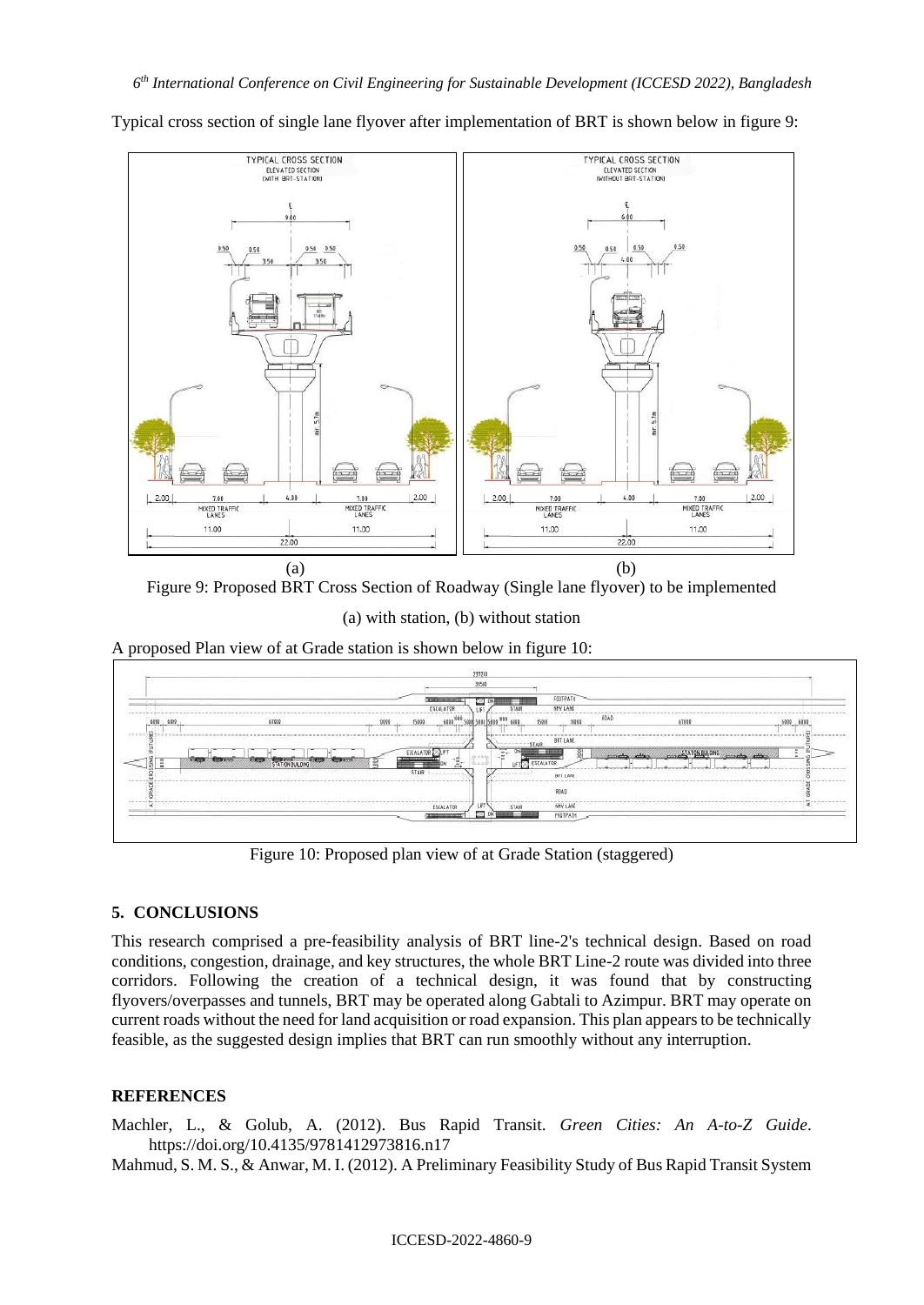Typical cross section of single lane flyover after implementation of BRT is shown below in figure 9:

(a) (b)

Figure 9: Proposed BRT Cross Section of Roadway (Single lane flyover) to be implemented

(a) with station, (b) without station

A proposed Plan view of at Grade station is shown below in figure 10:

Figure 10: Proposed plan view of at Grade Station (staggered)

## 5. CONCLUSIONS

This research comprised a pre-feasibility analysis of BRT line-2's technical design. Based on road conditions, congestion, drainage, and key structures, the whole BRT Line-2 route was divided into three corridors. Following the creation of a technical design, it was found that by constructing flyovers/overpasses and tunnels, BRT may be operated along Gabtali to Azimpur. BRT may operate on current roads without the need for land acquisition or road expansion. This plan appears to be technically feasible, as the suggested design implies that BRT can run smoothly without any interruption.

## REFERENCES

Machler, L., & Golub, A. (2012). Bus Rapid Transit. *Green Cities: An A-to-Z Guide*. https://doi.org/10.4135/9781412973816.n17

Mahmud, S. M. S., & Anwar, M. I. (2012). A Preliminary Feasibility Study of Bus Rapid Transit System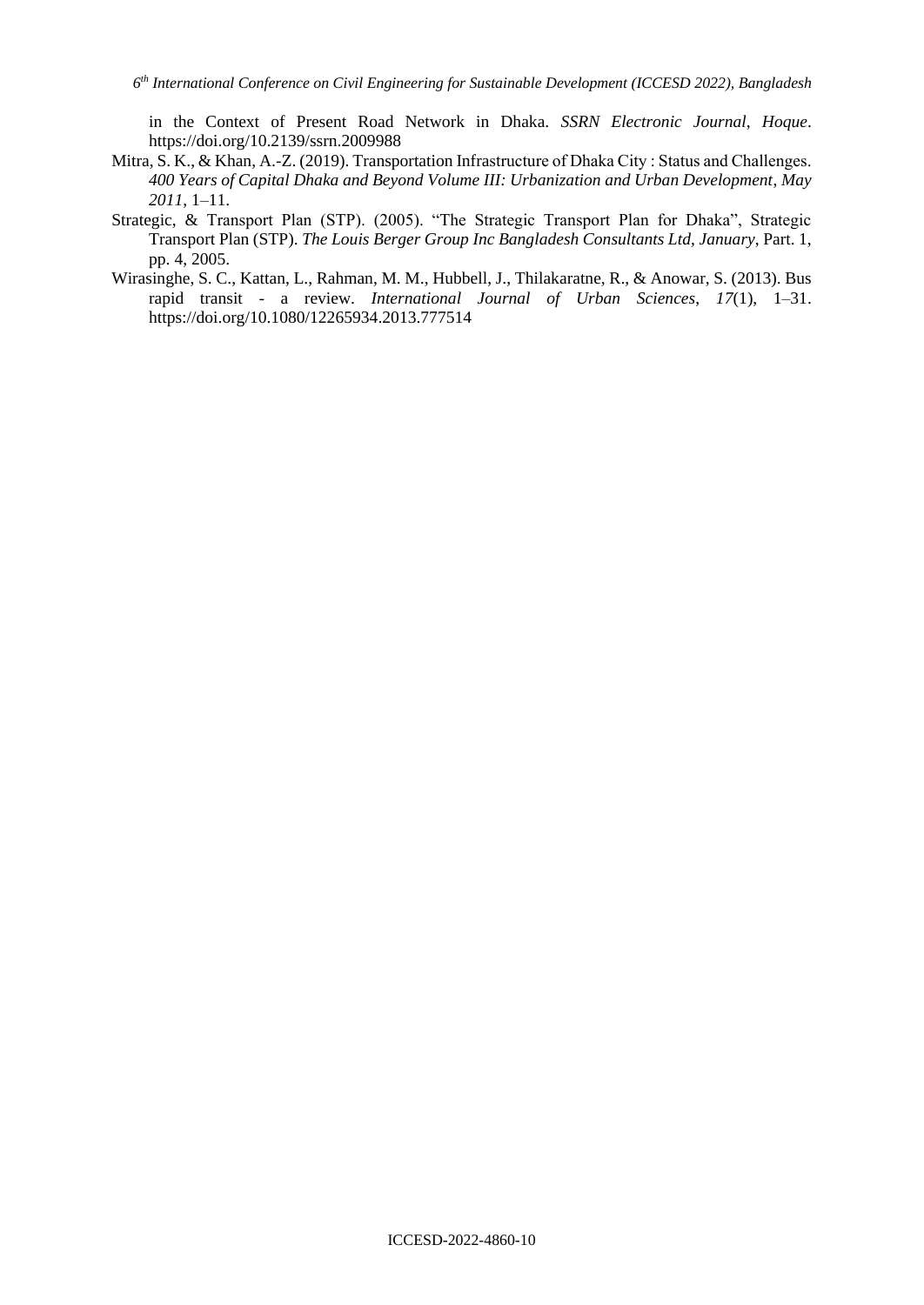in the Context of Present Road Network in Dhaka. *SSRN Electronic Journal*, *Hoque*. https://doi.org/10.2139/ssrn.2009988

Mitra, S. K., & Khan, A.-Z. (2019). Transportation Infrastructure of Dhaka City : Status and Challenges. *400 Years of Capital Dhaka and Beyond Volume III: Urbanization and Urban Development*, *May 2011*, 1–11.

Strategic, & Transport Plan (STP). (2005). "The Strategic Transport Plan for Dhaka", Strategic Transport Plan (STP). *The Louis Berger Group Inc Bangladesh Consultants Ltd*, *January*, Part. 1, pp. 4, 2005.

Wirasinghe, S. C., Kattan, L., Rahman, M. M., Hubbell, J., Thilakaratne, R., & Anowar, S. (2013). Bus rapid transit - a review. *International Journal of Urban Sciences*, *17*(1), 1–31. https://doi.org/10.1080/12265934.2013.777514